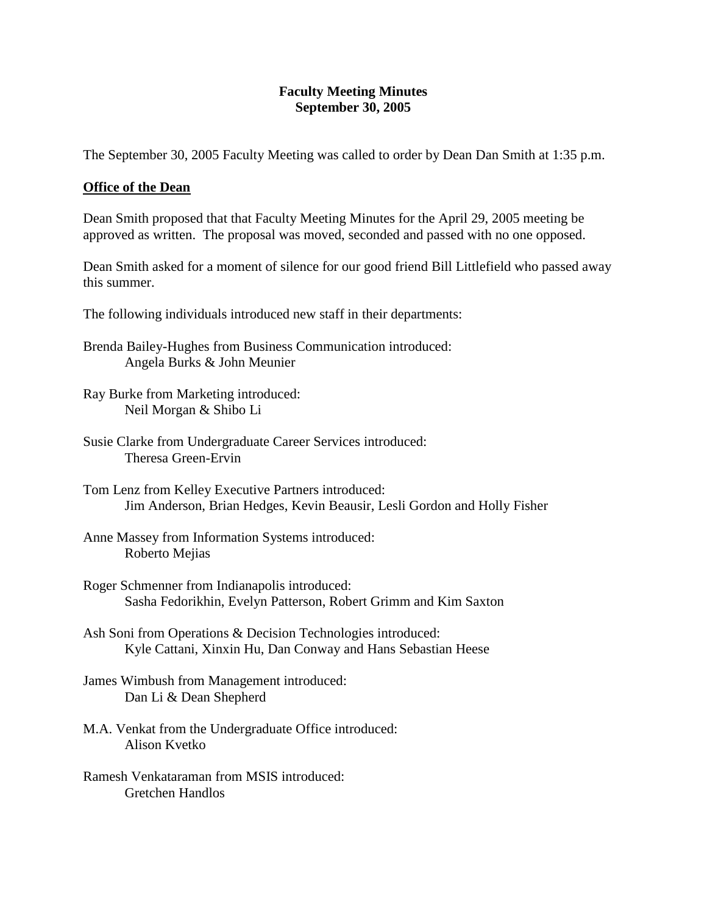# Faculty Meeting Minutes
## September 30, 2005

The September 30, 2005 Faculty Meeting was called to order by Dean Dan Smith at 1:35 p.m.

**Office of the Dean**

Dean Smith proposed that that Faculty Meeting Minutes for the April 29, 2005 meeting be approved as written. The proposal was moved, seconded and passed with no one opposed.

Dean Smith asked for a moment of silence for our good friend Bill Littlefield who passed away this summer.

The following individuals introduced new staff in their departments:

Brenda Bailey-Hughes from Business Communication introduced:
    Angela Burks & John Meunier

Ray Burke from Marketing introduced:
    Neil Morgan & Shibo Li

Susie Clarke from Undergraduate Career Services introduced:
    Theresa Green-Ervin

Tom Lenz from Kelley Executive Partners introduced:
    Jim Anderson, Brian Hedges, Kevin Beausir, Lesli Gordon and Holly Fisher

Anne Massey from Information Systems introduced:
    Roberto Mejias

Roger Schmenner from Indianapolis introduced:
    Sasha Fedorikhin, Evelyn Patterson, Robert Grimm and Kim Saxton

Ash Soni from Operations & Decision Technologies introduced:
    Kyle Cattani, Xinxin Hu, Dan Conway and Hans Sebastian Heese

James Wimbush from Management introduced:
    Dan Li & Dean Shepherd

M.A. Venkat from the Undergraduate Office introduced:
    Alison Kvetko

Ramesh Venkataraman from MSIS introduced:
    Gretchen Handlos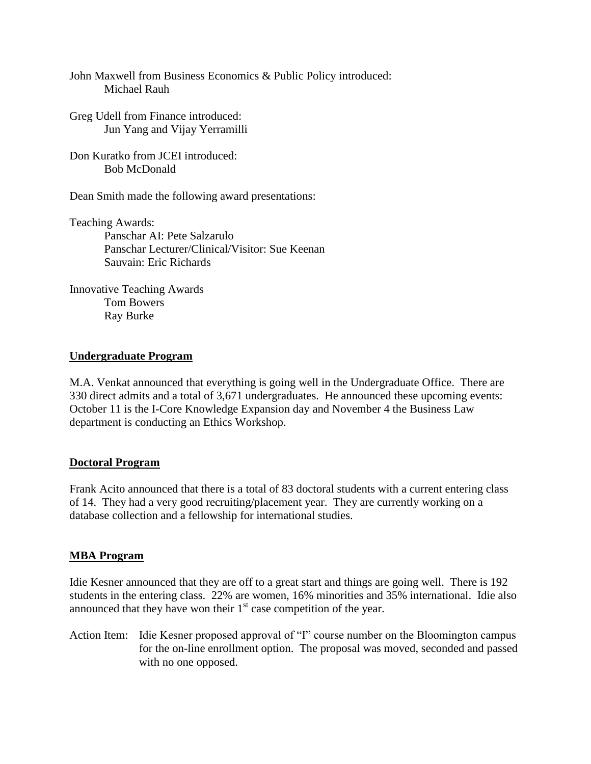John Maxwell from Business Economics & Public Policy introduced:
    Michael Rauh

Greg Udell from Finance introduced:
    Jun Yang and Vijay Yerramilli

Don Kuratko from JCEI introduced:
    Bob McDonald

Dean Smith made the following award presentations:

Teaching Awards:
    Panschar AI: Pete Salzarulo
    Panschar Lecturer/Clinical/Visitor: Sue Keenan
    Sauvain: Eric Richards

Innovative Teaching Awards
    Tom Bowers
    Ray Burke

## Undergraduate Program

M.A. Venkat announced that everything is going well in the Undergraduate Office. There are 330 direct admits and a total of 3,671 undergraduates. He announced these upcoming events: October 11 is the I-Core Knowledge Expansion day and November 4 the Business Law department is conducting an Ethics Workshop.

## Doctoral Program

Frank Acito announced that there is a total of 83 doctoral students with a current entering class of 14. They had a very good recruiting/placement year. They are currently working on a database collection and a fellowship for international studies.

## MBA Program

Idie Kesner announced that they are off to a great start and things are going well. There is 192 students in the entering class. 22% are women, 16% minorities and 35% international. Idie also announced that they have won their 1st case competition of the year.

Action Item: Idie Kesner proposed approval of "I" course number on the Bloomington campus for the on-line enrollment option. The proposal was moved, seconded and passed with no one opposed.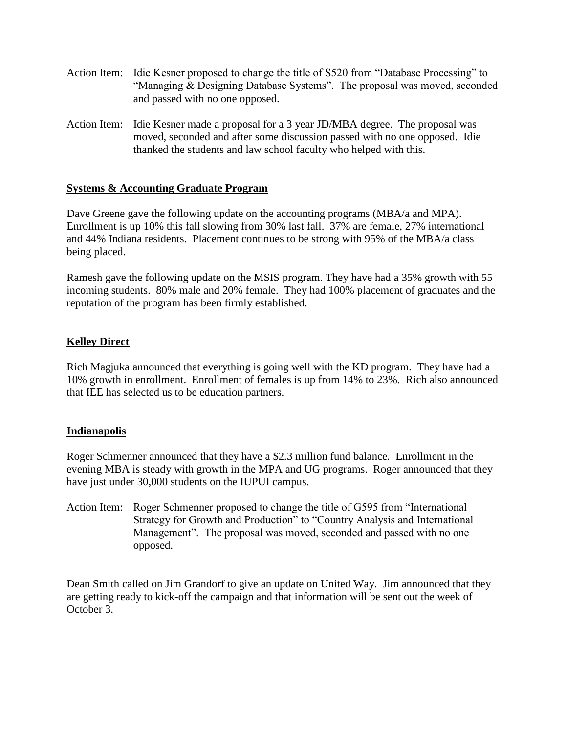Action Item: Idie Kesner proposed to change the title of S520 from "Database Processing" to "Managing & Designing Database Systems". The proposal was moved, seconded and passed with no one opposed.

Action Item: Idie Kesner made a proposal for a 3 year JD/MBA degree. The proposal was moved, seconded and after some discussion passed with no one opposed. Idie thanked the students and law school faculty who helped with this.

## Systems & Accounting Graduate Program

Dave Greene gave the following update on the accounting programs (MBA/a and MPA). Enrollment is up 10% this fall slowing from 30% last fall. 37% are female, 27% international and 44% Indiana residents. Placement continues to be strong with 95% of the MBA/a class being placed.

Ramesh gave the following update on the MSIS program. They have had a 35% growth with 55 incoming students. 80% male and 20% female. They had 100% placement of graduates and the reputation of the program has been firmly established.

## Kelley Direct

Rich Magjuka announced that everything is going well with the KD program. They have had a 10% growth in enrollment. Enrollment of females is up from 14% to 23%. Rich also announced that IEE has selected us to be education partners.

## Indianapolis

Roger Schmenner announced that they have a $2.3 million fund balance. Enrollment in the evening MBA is steady with growth in the MPA and UG programs. Roger announced that they have just under 30,000 students on the IUPUI campus.

Action Item: Roger Schmenner proposed to change the title of G595 from "International Strategy for Growth and Production" to "Country Analysis and International Management". The proposal was moved, seconded and passed with no one opposed.

Dean Smith called on Jim Grandorf to give an update on United Way. Jim announced that they are getting ready to kick-off the campaign and that information will be sent out the week of October 3.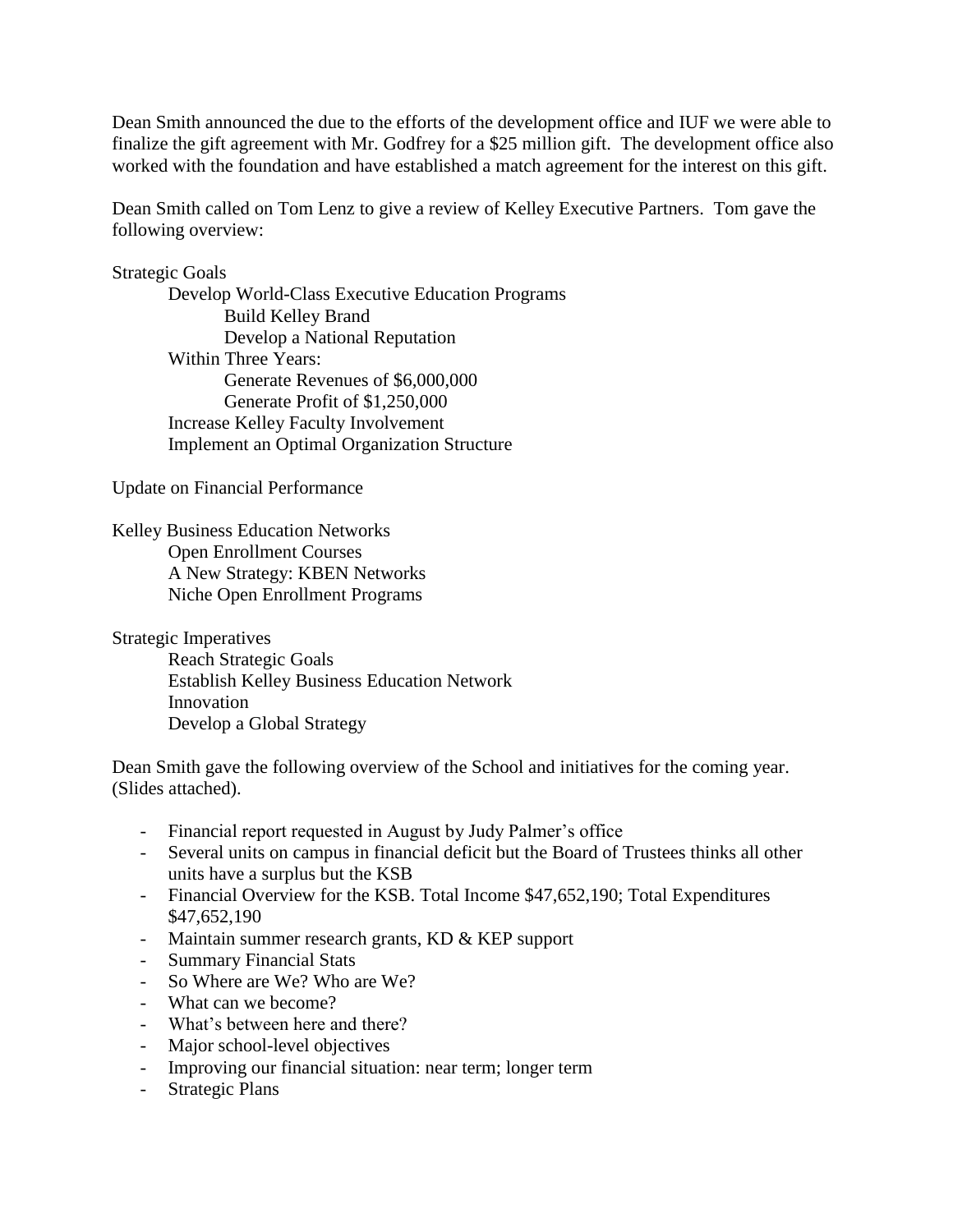Dean Smith announced the due to the efforts of the development office and IUF we were able to finalize the gift agreement with Mr. Godfrey for a $25 million gift. The development office also worked with the foundation and have established a match agreement for the interest on this gift.

Dean Smith called on Tom Lenz to give a review of Kelley Executive Partners. Tom gave the following overview:

Strategic Goals
- Develop World-Class Executive Education Programs
  - Build Kelley Brand
  - Develop a National Reputation
- Within Three Years:
  - Generate Revenues of $6,000,000
  - Generate Profit of $1,250,000
- Increase Kelley Faculty Involvement
- Implement an Optimal Organization Structure

Update on Financial Performance

Kelley Business Education Networks
- Open Enrollment Courses
- A New Strategy: KBEN Networks
- Niche Open Enrollment Programs

Strategic Imperatives
- Reach Strategic Goals
- Establish Kelley Business Education Network
- Innovation
- Develop a Global Strategy

Dean Smith gave the following overview of the School and initiatives for the coming year. (Slides attached).

- Financial report requested in August by Judy Palmer's office
- Several units on campus in financial deficit but the Board of Trustees thinks all other units have a surplus but the KSB
- Financial Overview for the KSB. Total Income $47,652,190; Total Expenditures $47,652,190
- Maintain summer research grants, KD & KEP support
- Summary Financial Stats
- So Where are We? Who are We?
- What can we become?
- What's between here and there?
- Major school-level objectives
- Improving our financial situation: near term; longer term
- Strategic Plans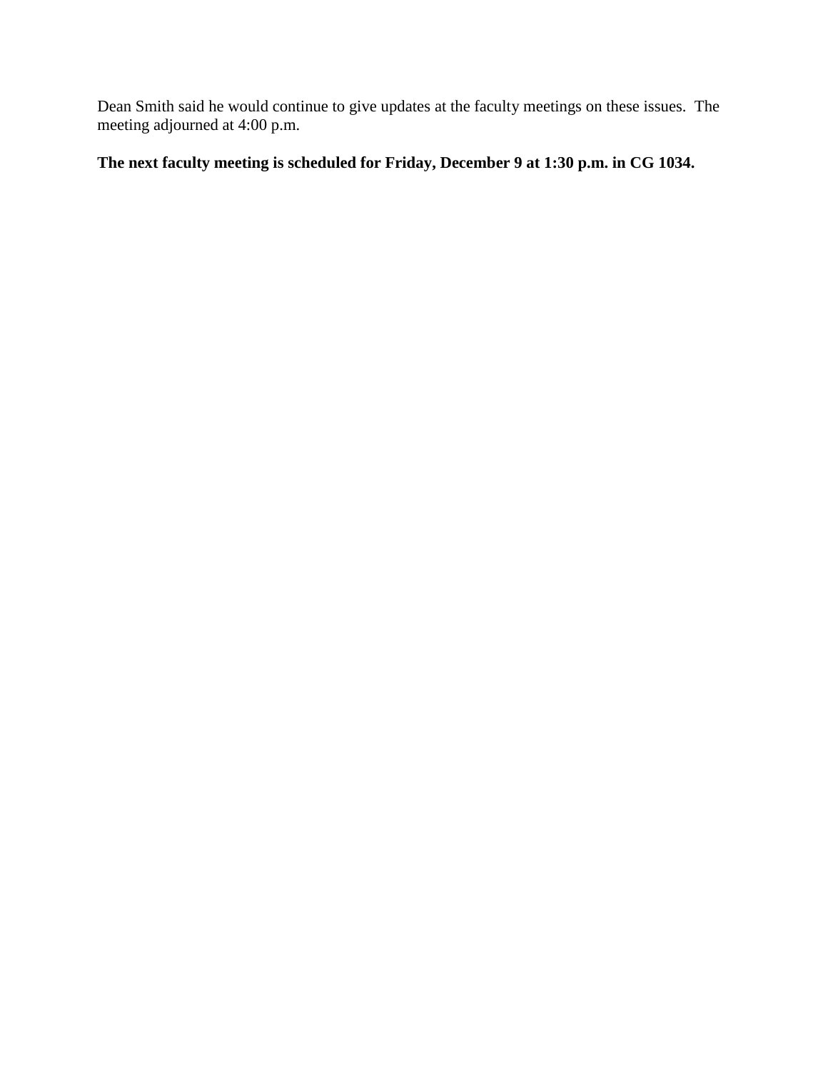Dean Smith said he would continue to give updates at the faculty meetings on these issues. The meeting adjourned at 4:00 p.m.

**The next faculty meeting is scheduled for Friday, December 9 at 1:30 p.m. in CG 1034.**